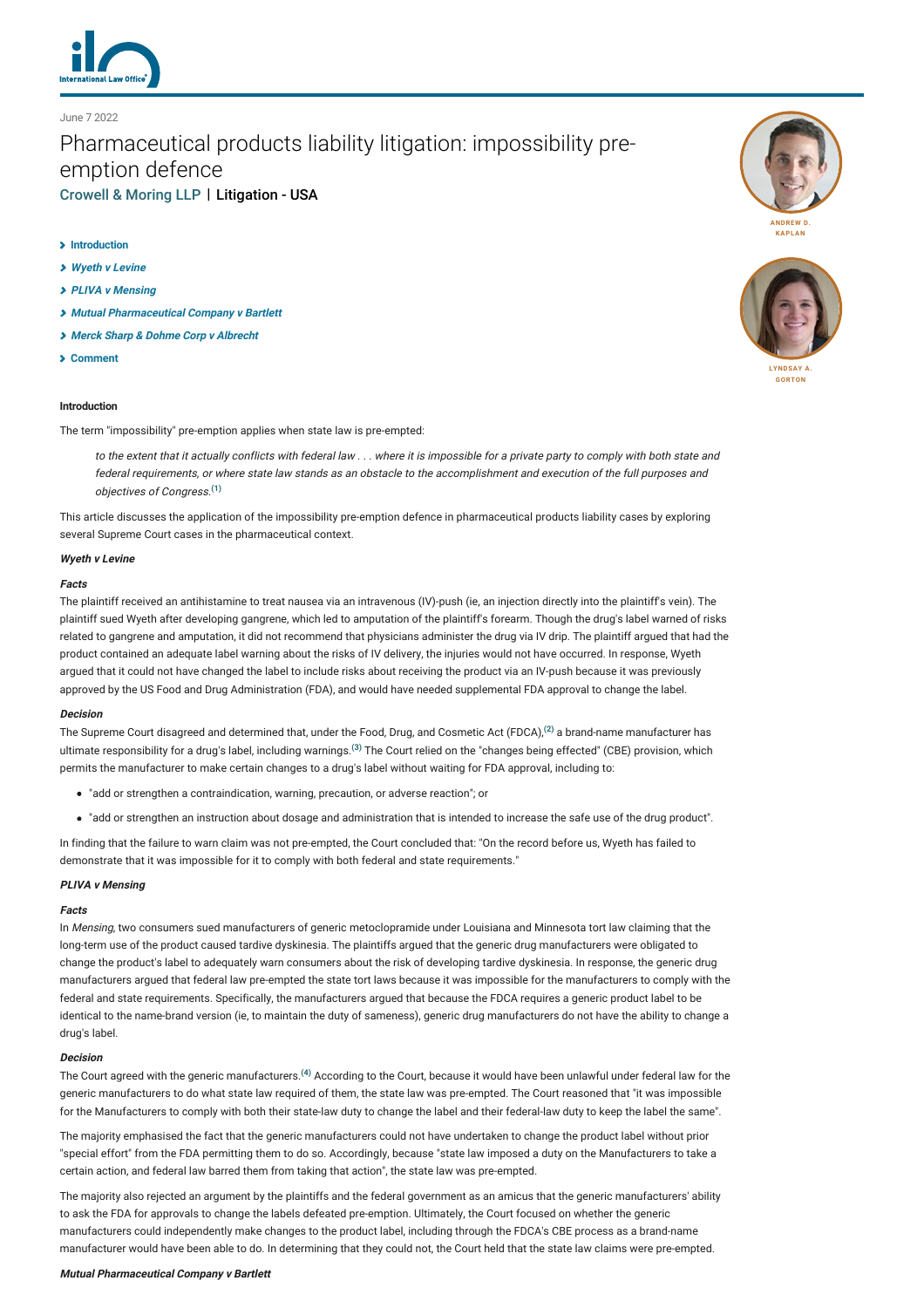June 7 2022

# Pharmaceutical products liability litigation: impossibility pre-emption defence

Crowell & Moring LLP | Litigation - USA

ANDREW D. KAPLAN

LYNDSAY A. GORTON

- Introduction
- *Wyeth v Levine*
- *PLIVA v Mensing*
- *Mutual Pharmaceutical Company v Bartlett*
- *Merck Sharp & Dohme Corp v Albrecht*
- Comment

## Introduction

The term "impossibility" pre-emption applies when state law is pre-empted:

> *to the extent that it actually conflicts with federal law . . . where it is impossible for a private party to comply with both state and federal requirements, or where state law stands as an obstacle to the accomplishment and execution of the full purposes and objectives of Congress.*[1]

This article discusses the application of the impossibility pre-emption defence in pharmaceutical products liability cases by exploring several Supreme Court cases in the pharmaceutical context.

## *Wyeth v Levine*

### *Facts*

The plaintiff received an antihistamine to treat nausea via an intravenous (IV)-push (ie, an injection directly into the plaintiff's vein). The plaintiff sued Wyeth after developing gangrene, which led to amputation of the plaintiff's forearm. Though the drug's label warned of risks related to gangrene and amputation, it did not recommend that physicians administer the drug via IV drip. The plaintiff argued that had the product contained an adequate label warning about the risks of IV delivery, the injuries would not have occurred. In response, Wyeth argued that it could not have changed the label to include risks about receiving the product via an IV-push because it was previously approved by the US Food and Drug Administration (FDA), and would have needed supplemental FDA approval to change the label.

### *Decision*

The Supreme Court disagreed and determined that, under the Food, Drug, and Cosmetic Act (FDCA),[2] a brand-name manufacturer has ultimate responsibility for a drug's label, including warnings.[3] The Court relied on the "changes being effected" (CBE) provision, which permits the manufacturer to make certain changes to a drug's label without waiting for FDA approval, including to:

- "add or strengthen a contraindication, warning, precaution, or adverse reaction"; or
- "add or strengthen an instruction about dosage and administration that is intended to increase the safe use of the drug product".

In finding that the failure to warn claim was not pre-empted, the Court concluded that: "On the record before us, Wyeth has failed to demonstrate that it was impossible for it to comply with both federal and state requirements."

## *PLIVA v Mensing*

### *Facts*

In *Mensing*, two consumers sued manufacturers of generic metoclopramide under Louisiana and Minnesota tort law claiming that the long-term use of the product caused tardive dyskinesia. The plaintiffs argued that the generic drug manufacturers were obligated to change the product's label to adequately warn consumers about the risk of developing tardive dyskinesia. In response, the generic drug manufacturers argued that federal law pre-empted the state tort laws because it was impossible for the manufacturers to comply with the federal and state requirements. Specifically, the manufacturers argued that because the FDCA requires a generic product label to be identical to the name-brand version (ie, to maintain the duty of sameness), generic drug manufacturers do not have the ability to change a drug's label.

### *Decision*

The Court agreed with the generic manufacturers.[4] According to the Court, because it would have been unlawful under federal law for the generic manufacturers to do what state law required of them, the state law was pre-empted. The Court reasoned that "it was impossible for the Manufacturers to comply with both their state-law duty to change the label and their federal-law duty to keep the label the same".

The majority emphasised the fact that the generic manufacturers could not have undertaken to change the product label without prior "special effort" from the FDA permitting them to do so. Accordingly, because "state law imposed a duty on the Manufacturers to take a certain action, and federal law barred them from taking that action", the state law was pre-empted.

The majority also rejected an argument by the plaintiffs and the federal government as an amicus that the generic manufacturers' ability to ask the FDA for approvals to change the labels defeated pre-emption. Ultimately, the Court focused on whether the generic manufacturers could independently make changes to the product label, including through the FDCA's CBE process as a brand-name manufacturer would have been able to do. In determining that they could not, the Court held that the state law claims were pre-empted.

## *Mutual Pharmaceutical Company v Bartlett*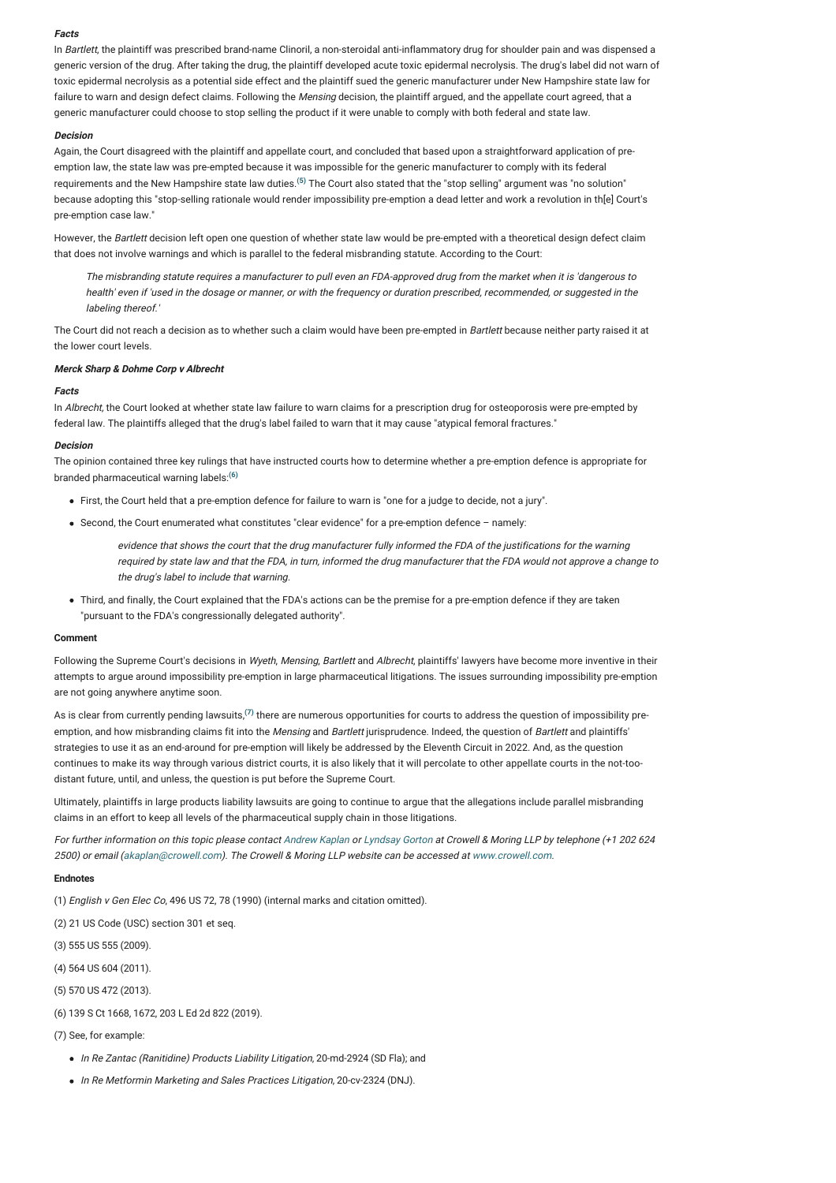***Facts***

In *Bartlett*, the plaintiff was prescribed brand-name Clinoril, a non-steroidal anti-inflammatory drug for shoulder pain and was dispensed a generic version of the drug. After taking the drug, the plaintiff developed acute toxic epidermal necrolysis. The drug's label did not warn of toxic epidermal necrolysis as a potential side effect and the plaintiff sued the generic manufacturer under New Hampshire state law for failure to warn and design defect claims. Following the *Mensing* decision, the plaintiff argued, and the appellate court agreed, that a generic manufacturer could choose to stop selling the product if it were unable to comply with both federal and state law.

***Decision***

Again, the Court disagreed with the plaintiff and appellate court, and concluded that based upon a straightforward application of pre-emption law, the state law was pre-empted because it was impossible for the generic manufacturer to comply with its federal requirements and the New Hampshire state law duties.[(5)] The Court also stated that the "stop selling" argument was "no solution" because adopting this "stop-selling rationale would render impossibility pre-emption a dead letter and work a revolution in th[e] Court's pre-emption case law."

However, the *Bartlett* decision left open one question of whether state law would be pre-empted with a theoretical design defect claim that does not involve warnings and which is parallel to the federal misbranding statute. According to the Court:

> *The misbranding statute requires a manufacturer to pull even an FDA-approved drug from the market when it is 'dangerous to health' even if 'used in the dosage or manner, or with the frequency or duration prescribed, recommended, or suggested in the labeling thereof.'*

The Court did not reach a decision as to whether such a claim would have been pre-empted in *Bartlett* because neither party raised it at the lower court levels.

***Merck Sharp & Dohme Corp v Albrecht***

***Facts***

In *Albrecht*, the Court looked at whether state law failure to warn claims for a prescription drug for osteoporosis were pre-empted by federal law. The plaintiffs alleged that the drug's label failed to warn that it may cause "atypical femoral fractures."

***Decision***

The opinion contained three key rulings that have instructed courts how to determine whether a pre-emption defence is appropriate for branded pharmaceutical warning labels:[(6)]

- First, the Court held that a pre-emption defence for failure to warn is "one for a judge to decide, not a jury".
- Second, the Court enumerated what constitutes "clear evidence" for a pre-emption defence – namely:

  > *evidence that shows the court that the drug manufacturer fully informed the FDA of the justifications for the warning required by state law and that the FDA, in turn, informed the drug manufacturer that the FDA would not approve a change to the drug's label to include that warning.*

- Third, and finally, the Court explained that the FDA's actions can be the premise for a pre-emption defence if they are taken "pursuant to the FDA's congressionally delegated authority".

**Comment**

Following the Supreme Court's decisions in *Wyeth*, *Mensing*, *Bartlett* and *Albrecht*, plaintiffs' lawyers have become more inventive in their attempts to argue around impossibility pre-emption in large pharmaceutical litigations. The issues surrounding impossibility pre-emption are not going anywhere anytime soon.

As is clear from currently pending lawsuits,[(7)] there are numerous opportunities for courts to address the question of impossibility pre-emption, and how misbranding claims fit into the *Mensing* and *Bartlett* jurisprudence. Indeed, the question of *Bartlett* and plaintiffs' strategies to use it as an end-around for pre-emption will likely be addressed by the Eleventh Circuit in 2022. And, as the question continues to make its way through various district courts, it is also likely that it will percolate to other appellate courts in the not-too-distant future, until, and unless, the question is put before the Supreme Court.

Ultimately, plaintiffs in large products liability lawsuits are going to continue to argue that the allegations include parallel misbranding claims in an effort to keep all levels of the pharmaceutical supply chain in those litigations.

*For further information on this topic please contact Andrew Kaplan or Lyndsay Gorton at Crowell & Moring LLP by telephone (+1 202 624 2500) or email (akaplan@crowell.com). The Crowell & Moring LLP website can be accessed at www.crowell.com.*

**Endnotes**

(1) *English v Gen Elec Co*, 496 US 72, 78 (1990) (internal marks and citation omitted).

(2) 21 US Code (USC) section 301 et seq.

(3) 555 US 555 (2009).

(4) 564 US 604 (2011).

(5) 570 US 472 (2013).

(6) 139 S Ct 1668, 1672, 203 L Ed 2d 822 (2019).

(7) See, for example:

- *In Re Zantac (Ranitidine) Products Liability Litigation*, 20-md-2924 (SD Fla); and
- *In Re Metformin Marketing and Sales Practices Litigation*, 20-cv-2324 (DNJ).